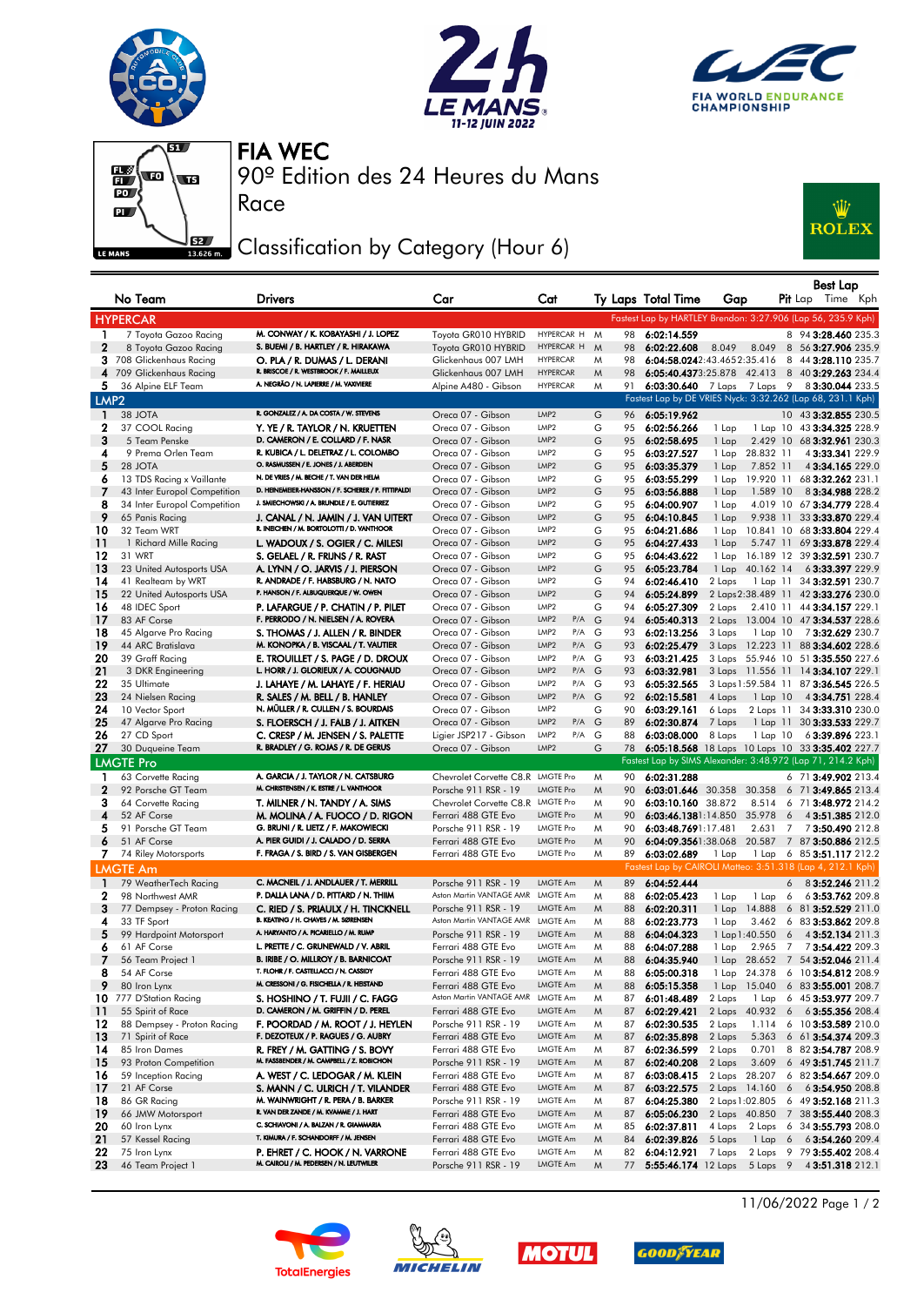# FIA WEC

90º Edition des 24 Heures du Mans

Race

## Classification by Category (Hour 6)

| No | Team | Drivers | Car | Cat | Ty | Laps | Total Time | Gap | | Pit | Best Lap Lap | Time | Kph |
|---|---|---|---|---|---|---|---|---|---|---|---|---|---|
| **HYPERCAR** | | | | | | | Fastest Lap by HARTLEY Brendon: 3:27.906 (Lap 56, 235.9 Kph) | | | | | | |
| 1 | 7 Toyota Gazoo Racing | M. CONWAY / K. KOBAYASHI / J. LOPEZ | Toyota GR010 HYBRID | HYPERCAR H | M | 98 | 6:02:14.559 | | | 8 | 94 | 3:28.460 | 235.3 |
| 2 | 8 Toyota Gazoo Racing | S. BUEMI / B. HARTLEY / R. HIRAKAWA | Toyota GR010 HYBRID | HYPERCAR H | M | 98 | 6:02:22.608 | 8.049 | 8.049 | 8 | 56 | 3:27.906 | 235.9 |
| 3 | 708 Glickenhaus Racing | O. PLA / R. DUMAS / L. DERANI | Glickenhaus 007 LMH | HYPERCAR | M | 98 | 6:04:58.024 | 2:43.465 | 2:35.416 | 8 | 44 | 3:28.110 | 235.7 |
| 4 | 709 Glickenhaus Racing | R. BRISCOE / R. WESTBROOK / F. MAILLEUX | Glickenhaus 007 LMH | HYPERCAR | M | 98 | 6:05:40.437 | 3:25.878 | 42.413 | 8 | 40 | 3:29.263 | 234.4 |
| 5 | 36 Alpine ELF Team | A. NEGRÃO / N. LAPIERRE / M. VAXIVIERE | Alpine A480 - Gibson | HYPERCAR | M | 91 | 6:03:30.640 | 7 Laps | 7 Laps | 9 | 8 | 3:30.044 | 233.5 |
| **LMP2** | | | | | | | Fastest Lap by DE VRIES Nyck: 3:32.262 (Lap 68, 231.1 Kph) | | | | | | |
| 1 | 38 JOTA | R. GONZALEZ / A. DA COSTA / W. STEVENS | Oreca 07 - Gibson | LMP2 | G | 96 | 6:05:19.962 | | | 10 | 43 | 3:32.855 | 230.5 |
| 2 | 37 COOL Racing | Y. YE / R. TAYLOR / N. KRUETTEN | Oreca 07 - Gibson | LMP2 | G | 95 | 6:02:56.266 | 1 Lap | 1 Lap | 10 | 43 | 3:34.325 | 228.9 |
| 3 | 5 Team Penske | D. CAMERON / E. COLLARD / F. NASR | Oreca 07 - Gibson | LMP2 | G | 95 | 6:02:58.695 | 1 Lap | 2.429 | 10 | 68 | 3:32.961 | 230.3 |
| 4 | 9 Prema Orlen Team | R. KUBICA / L. DELETRAZ / L. COLOMBO | Oreca 07 - Gibson | LMP2 | G | 95 | 6:03:27.527 | 1 Lap | 28.832 | 11 | 4 | 3:33.341 | 229.9 |
| 5 | 28 JOTA | O. RASMUSSEN / E. JONES / J. ABERDEIN | Oreca 07 - Gibson | LMP2 | G | 95 | 6:03:35.379 | 1 Lap | 7.852 | 11 | 4 | 3:34.165 | 229.0 |
| 6 | 13 TDS Racing x Vaillante | N. DE VRIES / M. BECHE / T. VAN DER HELM | Oreca 07 - Gibson | LMP2 | G | 95 | 6:03:55.299 | 1 Lap | 19.920 | 11 | 68 | 3:32.262 | 231.1 |
| 7 | 43 Inter Europol Competition | D. HEINEMEIER-HANSSON / F. SCHERER / P. FITTIPALDI | Oreca 07 - Gibson | LMP2 | G | 95 | 6:03:56.888 | 1 Lap | 1.589 | 10 | 8 | 3:34.988 | 228.2 |
| 8 | 34 Inter Europol Competition | J. SMIECHOWSKI / A. BRUNDLE / E. GUTIERREZ | Oreca 07 - Gibson | LMP2 | G | 95 | 6:04:00.907 | 1 Lap | 4.019 | 10 | 67 | 3:34.779 | 228.4 |
| 9 | 65 Panis Racing | J. CANAL / N. JAMIN / J. VAN UITERT | Oreca 07 - Gibson | LMP2 | G | 95 | 6:04:10.845 | 1 Lap | 9.938 | 11 | 33 | 3:33.870 | 229.4 |
| 10 | 32 Team WRT | R. INEICHEN / M. BORTOLOTTI / D. VANTHOOR | Oreca 07 - Gibson | LMP2 | G | 95 | 6:04:21.686 | 1 Lap | 10.841 | 10 | 68 | 3:33.804 | 229.4 |
| 11 | 1 Richard Mille Racing | L. WADOUX / S. OGIER / C. MILESI | Oreca 07 - Gibson | LMP2 | G | 95 | 6:04:27.433 | 1 Lap | 5.747 | 11 | 69 | 3:33.878 | 229.4 |
| 12 | 31 WRT | S. GELAEL / R. FRIJNS / R. RAST | Oreca 07 - Gibson | LMP2 | G | 95 | 6:04:43.622 | 1 Lap | 16.189 | 12 | 39 | 3:32.591 | 230.7 |
| 13 | 23 United Autosports USA | A. LYNN / O. JARVIS / J. PIERSON | Oreca 07 - Gibson | LMP2 | G | 95 | 6:05:23.784 | 1 Lap | 40.162 | 14 | 6 | 3:33.397 | 229.9 |
| 14 | 41 Realteam by WRT | R. ANDRADE / F. HABSBURG / N. NATO | Oreca 07 - Gibson | LMP2 | G | 94 | 6:02:46.410 | 2 Laps | 1 Lap | 11 | 34 | 3:32.591 | 230.7 |
| 15 | 22 United Autosports USA | P. HANSON / F. ALBUQUERQUE / W. OWEN | Oreca 07 - Gibson | LMP2 | G | 94 | 6:05:24.899 | 2 Laps | 2:38.489 | 11 | 42 | 3:33.276 | 230.0 |
| 16 | 48 IDEC Sport | P. LAFARGUE / P. CHATIN / P. PILET | Oreca 07 - Gibson | LMP2 | G | 94 | 6:05:27.309 | 2 Laps | 2.410 | 11 | 44 | 3:34.157 | 229.1 |
| 17 | 83 AF Corse | F. PERRODO / N. NIELSEN / A. ROVERA | Oreca 07 - Gibson | LMP2 P/A | G | 94 | 6:05:40.313 | 2 Laps | 13.004 | 10 | 47 | 3:34.537 | 228.6 |
| 18 | 45 Algarve Pro Racing | S. THOMAS / J. ALLEN / R. BINDER | Oreca 07 - Gibson | LMP2 P/A | G | 93 | 6:02:13.256 | 3 Laps | 1 Lap | 10 | 7 | 3:32.629 | 230.7 |
| 19 | 44 ARC Bratislava | M. KONOPKA / B. VISCAAL / T. VAUTIER | Oreca 07 - Gibson | LMP2 P/A | G | 93 | 6:02:25.479 | 3 Laps | 12.223 | 11 | 88 | 3:34.602 | 228.6 |
| 20 | 39 Graff Racing | E. TROUILLET / S. PAGE / D. DROUX | Oreca 07 - Gibson | LMP2 P/A | G | 93 | 6:03:21.425 | 3 Laps | 55.946 | 10 | 51 | 3:35.550 | 227.6 |
| 21 | 3 DKR Engineering | L. HORR / J. GLORIEUX / A. COUGNAUD | Oreca 07 - Gibson | LMP2 P/A | G | 93 | 6:03:32.981 | 3 Laps | 11.556 | 11 | 14 | 3:34.107 | 229.1 |
| 22 | 35 Ultimate | J. LAHAYE / M. LAHAYE / F. HERIAU | Oreca 07 - Gibson | LMP2 P/A | G | 93 | 6:05:32.565 | 3 Laps | 1:59.584 | 11 | 87 | 3:36.545 | 226.5 |
| 23 | 24 Nielsen Racing | R. SALES / M. BELL / B. HANLEY | Oreca 07 - Gibson | LMP2 P/A | G | 92 | 6:02:15.581 | 4 Laps | 1 Lap | 10 | 4 | 3:34.751 | 228.4 |
| 24 | 10 Vector Sport | N. MÜLLER / R. CULLEN / S. BOURDAIS | Oreca 07 - Gibson | LMP2 | G | 90 | 6:03:29.161 | 6 Laps | 2 Laps | 11 | 34 | 3:33.310 | 230.0 |
| 25 | 47 Algarve Pro Racing | S. FLOERSCH / J. FALB / J. AITKEN | Oreca 07 - Gibson | LMP2 P/A | G | 89 | 6:02:30.874 | 7 Laps | 1 Lap | 11 | 30 | 3:33.533 | 229.7 |
| 26 | 27 CD Sport | C. CRESP / M. JENSEN / S. PALETTE | Ligier JSP217 - Gibson | LMP2 P/A | G | 88 | 6:03:08.000 | 8 Laps | 1 Lap | 10 | 6 | 3:39.896 | 223.1 |
| 27 | 30 Duqueine Team | R. BRADLEY / G. ROJAS / R. DE GERUS | Oreca 07 - Gibson | LMP2 | G | 78 | 6:05:18.568 | 18 Laps | 10 Laps | 10 | 33 | 3:35.402 | 227.7 |
| **LMGTE Pro** | | | | | | | Fastest Lap by SIMS Alexander: 3:48.972 (Lap 71, 214.2 Kph) | | | | | | |
| 1 | 63 Corvette Racing | A. GARCIA / J. TAYLOR / N. CATSBURG | Chevrolet Corvette C8.R | LMGTE Pro | M | 90 | 6:02:31.288 | | | 6 | 71 | 3:49.902 | 213.4 |
| 2 | 92 Porsche GT Team | M. CHRISTENSEN / K. ESTRE / L. VANTHOOR | Porsche 911 RSR - 19 | LMGTE Pro | M | 90 | 6:03:01.646 | 30.358 | 30.358 | 6 | 71 | 3:49.865 | 213.4 |
| 3 | 64 Corvette Racing | T. MILNER / N. TANDY / A. SIMS | Chevrolet Corvette C8.R | LMGTE Pro | M | 90 | 6:03:10.160 | 38.872 | 8.514 | 6 | 71 | 3:48.972 | 214.2 |
| 4 | 52 AF Corse | M. MOLINA / A. FUOCO / D. RIGON | Ferrari 488 GTE Evo | LMGTE Pro | M | 90 | 6:03:46.138 | 1:14.850 | 35.978 | 6 | 4 | 3:51.385 | 212.0 |
| 5 | 91 Porsche GT Team | G. BRUNI / R. LIETZ / F. MAKOWIECKI | Porsche 911 RSR - 19 | LMGTE Pro | M | 90 | 6:03:48.769 | 1:17.481 | 2.631 | 7 | 7 | 3:50.490 | 212.8 |
| 6 | 51 AF Corse | A. PIER GUIDI / J. CALADO / D. SERRA | Ferrari 488 GTE Evo | LMGTE Pro | M | 90 | 6:04:09.356 | 1:38.068 | 20.587 | 7 | 87 | 3:50.886 | 212.5 |
| 7 | 74 Riley Motorsports | F. FRAGA / S. BIRD / S. VAN GISBERGEN | Ferrari 488 GTE Evo | LMGTE Pro | M | 89 | 6:03:02.689 | 1 Lap | 1 Lap | 6 | 85 | 3:51.117 | 212.2 |
| **LMGTE Am** | | | | | | | Fastest Lap by CAIROLI Matteo: 3:51.318 (Lap 4, 212.1 Kph) | | | | | | |
| 1 | 79 WeatherTech Racing | C. MACNEIL / J. ANDLAUER / T. MERRILL | Porsche 911 RSR - 19 | LMGTE Am | M | 89 | 6:04:52.444 | | | 6 | 8 | 3:52.246 | 211.2 |
| 2 | 98 Northwest AMR | P. DALLA LANA / D. PITTARD / N. THIIM | Aston Martin VANTAGE AMR | LMGTE Am | M | 88 | 6:02:05.423 | 1 Lap | 1 Lap | 6 | 6 | 3:53.762 | 209.8 |
| 3 | 77 Dempsey - Proton Racing | C. RIED / S. PRIAULX / H. TINCKNELL | Porsche 911 RSR - 19 | LMGTE Am | M | 88 | 6:02:20.311 | 1 Lap | 14.888 | 6 | 81 | 3:52.529 | 211.0 |
| 4 | 33 TF Sport | B. KEATING / H. CHAVES / M. SØRENSEN | Aston Martin VANTAGE AMR | LMGTE Am | M | 88 | 6:02:23.773 | 1 Lap | 3.462 | 6 | 83 | 3:53.862 | 209.8 |
| 5 | 99 Hardpoint Motorsport | A. HARYANTO / A. PICARIELLO / M. RUMP | Porsche 911 RSR - 19 | LMGTE Am | M | 88 | 6:04:04.323 | 1 Lap | 1:40.550 | 6 | 4 | 3:52.134 | 211.3 |
| 6 | 61 AF Corse | L. PRETTE / C. GRUNEWALD / V. ABRIL | Ferrari 488 GTE Evo | LMGTE Am | M | 88 | 6:04:07.288 | 1 Lap | 2.965 | 7 | 7 | 3:54.422 | 209.3 |
| 7 | 56 Team Project 1 | B. IRIBE / O. MILLROY / B. BARNICOAT | Porsche 911 RSR - 19 | LMGTE Am | M | 88 | 6:04:35.940 | 1 Lap | 28.652 | 7 | 54 | 3:52.046 | 211.4 |
| 8 | 54 AF Corse | T. FLOHR / F. CASTELLACCI / N. CASSIDY | Ferrari 488 GTE Evo | LMGTE Am | M | 88 | 6:05:00.318 | 1 Lap | 24.378 | 6 | 10 | 3:54.812 | 208.9 |
| 9 | 80 Iron Lynx | M. CRESSONI / G. FISICHELLA / R. HEISTAND | Ferrari 488 GTE Evo | LMGTE Am | M | 88 | 6:05:15.358 | 1 Lap | 15.040 | 6 | 83 | 3:55.001 | 208.7 |
| 10 | 777 D'Station Racing | S. HOSHINO / T. FUJII / C. FAGG | Aston Martin VANTAGE AMR | LMGTE Am | M | 87 | 6:01:48.489 | 2 Laps | 1 Lap | 6 | 45 | 3:53.977 | 209.7 |
| 11 | 55 Spirit of Race | D. CAMERON / M. GRIFFIN / D. PEREL | Ferrari 488 GTE Evo | LMGTE Am | M | 87 | 6:02:29.421 | 2 Laps | 40.932 | 6 | 6 | 3:55.356 | 208.4 |
| 12 | 88 Dempsey - Proton Racing | F. POORDAD / M. ROOT / J. HEYLEN | Porsche 911 RSR - 19 | LMGTE Am | M | 87 | 6:02:30.535 | 2 Laps | 1.114 | 6 | 10 | 3:53.589 | 210.0 |
| 13 | 71 Spirit of Race | F. DEZOTEUX / P. RAGUES / G. AUBRY | Ferrari 488 GTE Evo | LMGTE Am | M | 87 | 6:02:35.898 | 2 Laps | 5.363 | 6 | 61 | 3:54.374 | 209.3 |
| 14 | 85 Iron Dames | R. FREY / M. GATTING / S. BOVY | Ferrari 488 GTE Evo | LMGTE Am | M | 87 | 6:02:36.599 | 2 Laps | 0.701 | 8 | 82 | 3:54.787 | 208.9 |
| 15 | 93 Proton Competition | M. FASSBENDER / M. CAMPBELL / Z. ROBICHON | Porsche 911 RSR - 19 | LMGTE Am | M | 87 | 6:02:40.208 | 2 Laps | 3.609 | 6 | 49 | 3:51.745 | 211.7 |
| 16 | 59 Inception Racing | A. WEST / C. LEDOGAR / M. KLEIN | Ferrari 488 GTE Evo | LMGTE Am | M | 87 | 6:03:08.415 | 2 Laps | 28.207 | 6 | 82 | 3:54.667 | 209.0 |
| 17 | 21 AF Corse | S. MANN / C. ULRICH / T. VILANDER | Ferrari 488 GTE Evo | LMGTE Am | M | 87 | 6:03:22.575 | 2 Laps | 14.160 | 6 | 6 | 3:54.950 | 208.8 |
| 18 | 86 GR Racing | M. WAINWRIGHT / R. PERA / B. BARKER | Porsche 911 RSR - 19 | LMGTE Am | M | 87 | 6:04:25.380 | 2 Laps | 1:02.805 | 6 | 49 | 3:52.168 | 211.3 |
| 19 | 66 JMW Motorsport | R. VAN DER ZANDE / M. KVAMME / J. HART | Ferrari 488 GTE Evo | LMGTE Am | M | 87 | 6:05:06.230 | 2 Laps | 40.850 | 7 | 38 | 3:55.440 | 208.3 |
| 20 | 60 Iron Lynx | C. SCHIAVONI / A. BALZAN / R. GIAMMARIA | Ferrari 488 GTE Evo | LMGTE Am | M | 85 | 6:02:37.811 | 4 Laps | 2 Laps | 6 | 34 | 3:55.793 | 208.0 |
| 21 | 57 Kessel Racing | T. KIMURA / F. SCHANDORFF / M. JENSEN | Ferrari 488 GTE Evo | LMGTE Am | M | 84 | 6:02:39.826 | 5 Laps | 1 Lap | 6 | 6 | 3:54.260 | 209.4 |
| 22 | 75 Iron Lynx | P. EHRET / C. HOOK / N. VARRONE | Ferrari 488 GTE Evo | LMGTE Am | M | 82 | 6:04:12.921 | 7 Laps | 2 Laps | 9 | 79 | 3:55.402 | 208.4 |
| 23 | 46 Team Project 1 | M. CAIROLI / M. PEDERSEN / N. LEUTWILER | Porsche 911 RSR - 19 | LMGTE Am | M | 77 | 5:55:46.174 | 12 Laps | 5 Laps | 9 | 4 | 3:51.318 | 212.1 |

11/06/2022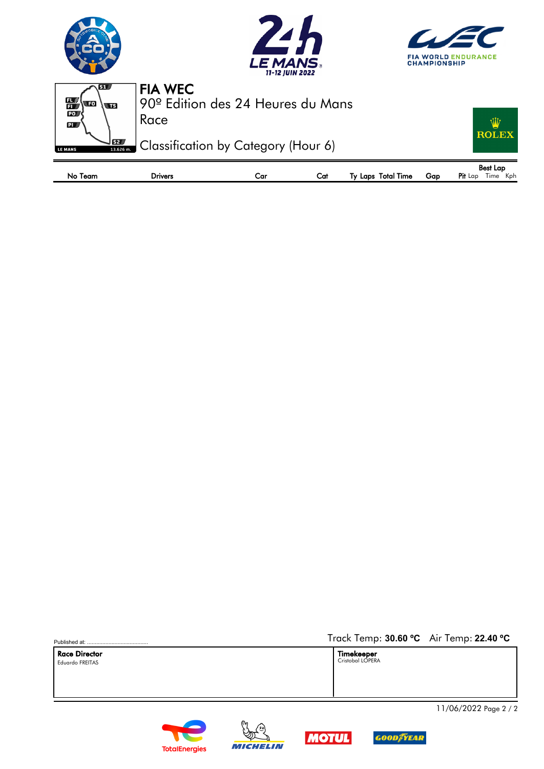# FIA WEC

90º Edition des 24 Heures du Mans

Race

Classification by Category (Hour 6)

| No | Team | Drivers | Car | Cat | Ty | Laps | Total Time | Gap | Pit | Best Lap Lap | Time | Kph |
|---|---|---|---|---|---|---|---|---|---|---|---|---|

Published at: ........................................

Track Temp: **30.60 ºC** Air Temp: **22.40 ºC**

| **Race Director** | **Timekeeper** |
|---|---|
| Eduardo FREITAS | Cristobal LOPERA |

11/06/2022